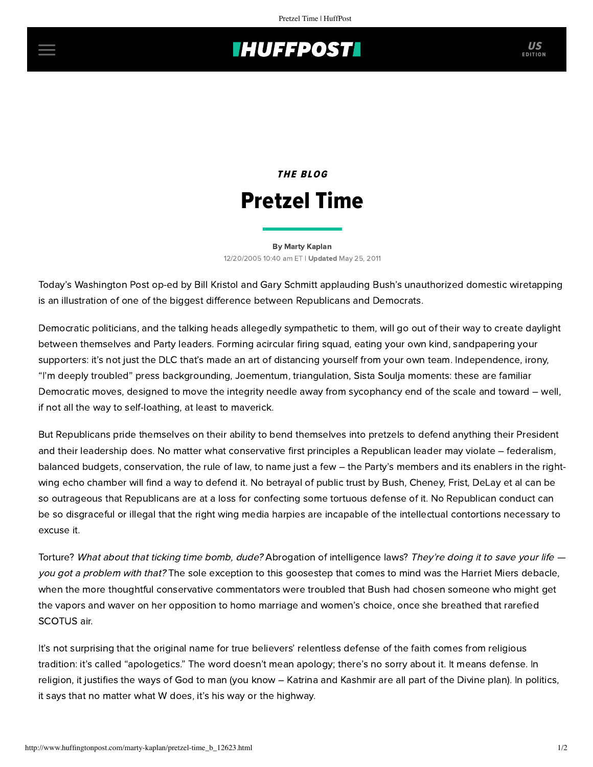THE BLOG

# Pretzel Time

By Marty Kaplan

12/20/2005 10:40 am ET | **Updated** May 25, 2011

Today's Washington Post op-ed by Bill Kristol and Gary Schmitt applauding Bush's unauthorized domestic wiretapping is an illustration of one of the biggest difference between Republicans and Democrats.

Democratic politicians, and the talking heads allegedly sympathetic to them, will go out of their way to create daylight between themselves and Party leaders. Forming acircular firing squad, eating your own kind, sandpapering your supporters: it's not just the DLC that's made an art of distancing yourself from your own team. Independence, irony, "I'm deeply troubled" press backgrounding, Joementum, triangulation, Sista Soulja moments: these are familiar Democratic moves, designed to move the integrity needle away from sycophancy end of the scale and toward – well, if not all the way to self-loathing, at least to maverick.

But Republicans pride themselves on their ability to bend themselves into pretzels to defend anything their President and their leadership does. No matter what conservative first principles a Republican leader may violate – federalism, balanced budgets, conservation, the rule of law, to name just a few – the Party's members and its enablers in the right-wing echo chamber will find a way to defend it. No betrayal of public trust by Bush, Cheney, Frist, DeLay et al can be so outrageous that Republicans are at a loss for confecting some tortuous defense of it. No Republican conduct can be so disgraceful or illegal that the right wing media harpies are incapable of the intellectual contortions necessary to excuse it.

Torture? *What about that ticking time bomb, dude?* Abrogation of intelligence laws? *They're doing it to save your life — you got a problem with that?* The sole exception to this goosestep that comes to mind was the Harriet Miers debacle, when the more thoughtful conservative commentators were troubled that Bush had chosen someone who might get the vapors and waver on her opposition to homo marriage and women's choice, once she breathed that rarefied SCOTUS air.

It's not surprising that the original name for true believers' relentless defense of the faith comes from religious tradition: it's called "apologetics." The word doesn't mean apology; there's no sorry about it. It means defense. In religion, it justifies the ways of God to man (you know – Katrina and Kashmir are all part of the Divine plan). In politics, it says that no matter what W does, it's his way or the highway.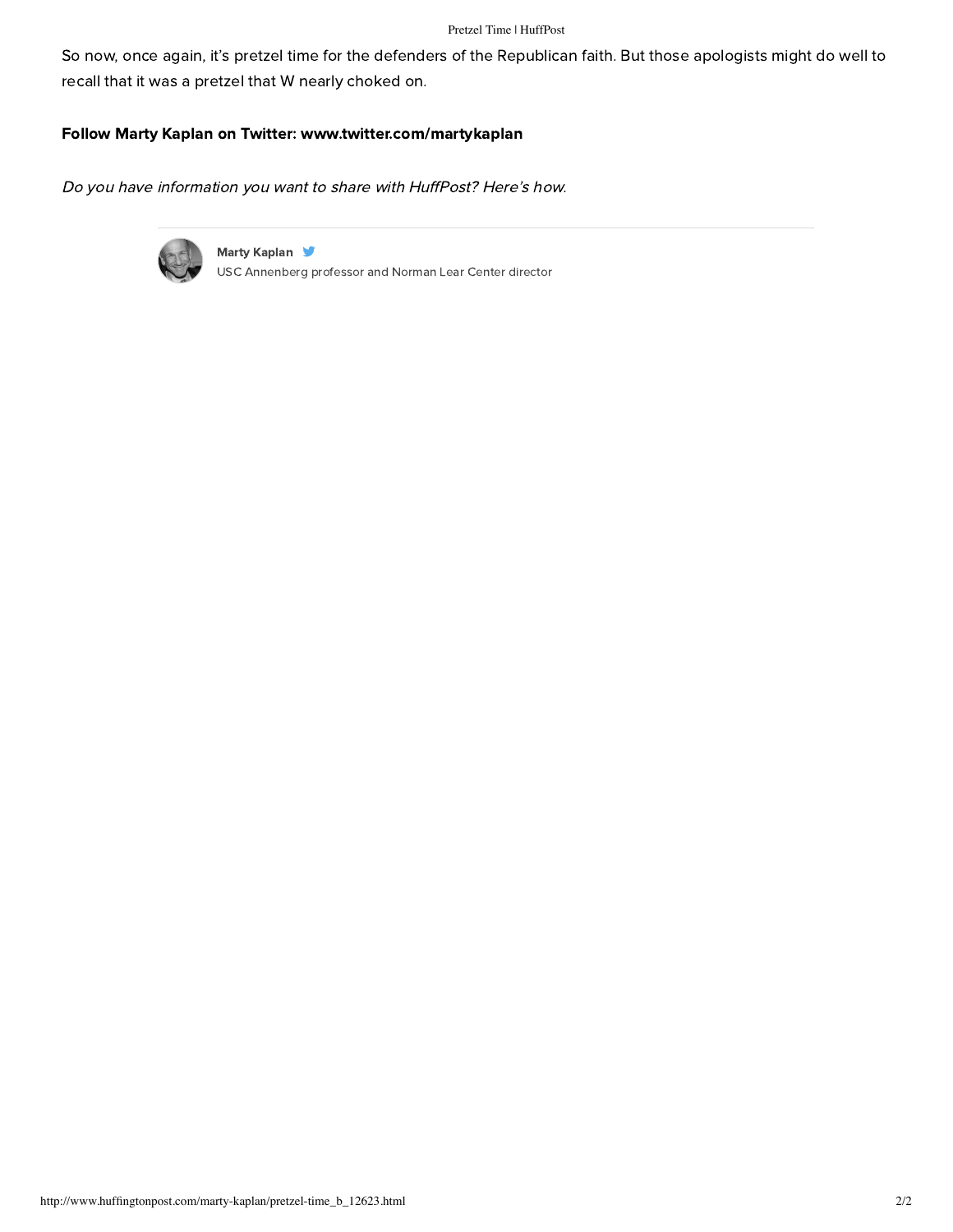So now, once again, it's pretzel time for the defenders of the Republican faith. But those apologists might do well to recall that it was a pretzel that W nearly choked on.

**Follow Marty Kaplan on Twitter: www.twitter.com/martykaplan**

*Do you have information you want to share with HuffPost? Here's how.*

**Marty Kaplan**
USC Annenberg professor and Norman Lear Center director